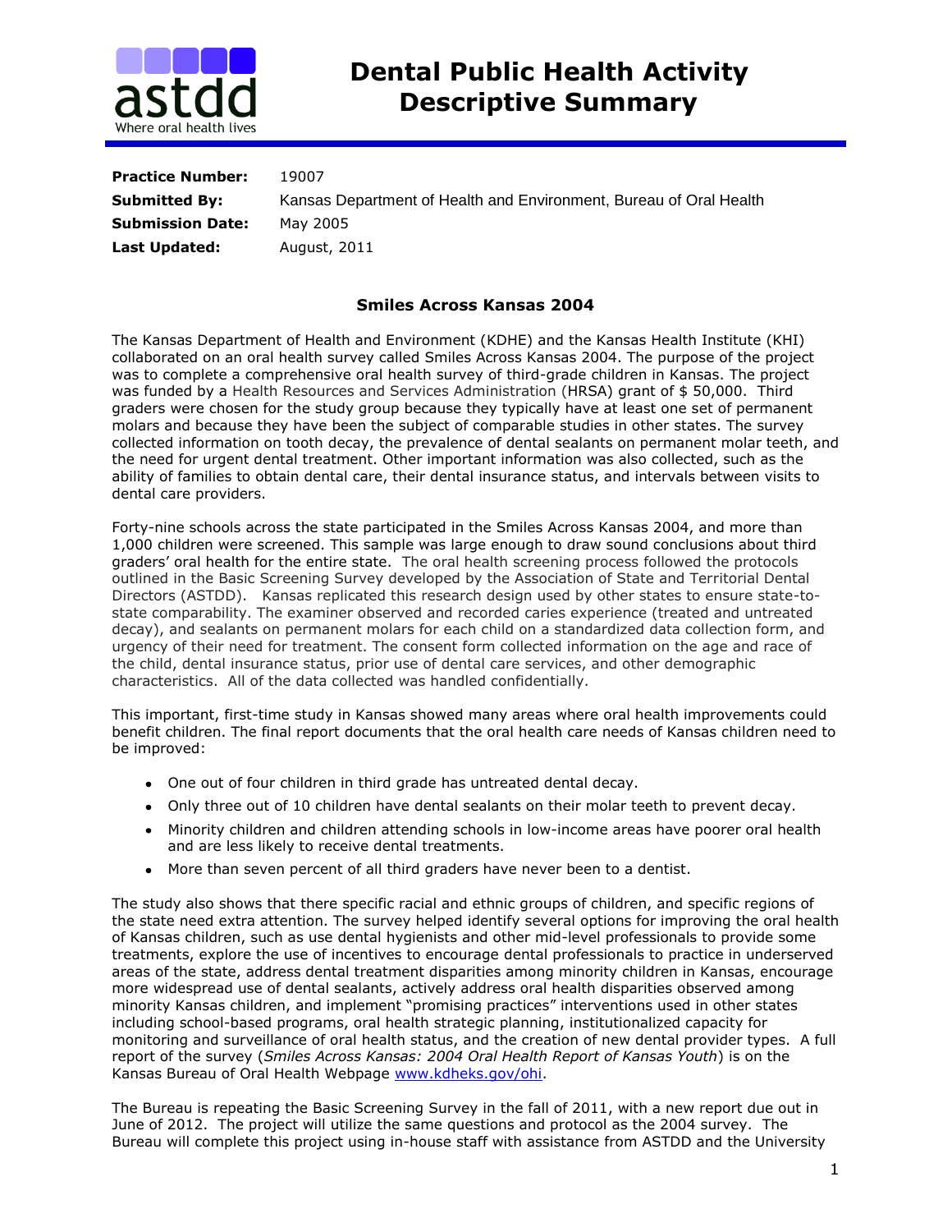# Dental Public Health Activity Descriptive Summary

**Practice Number:** 19007
**Submitted By:** Kansas Department of Health and Environment, Bureau of Oral Health
**Submission Date:** May 2005
**Last Updated:** August, 2011

## Smiles Across Kansas 2004

The Kansas Department of Health and Environment (KDHE) and the Kansas Health Institute (KHI) collaborated on an oral health survey called Smiles Across Kansas 2004. The purpose of the project was to complete a comprehensive oral health survey of third-grade children in Kansas. The project was funded by a Health Resources and Services Administration (HRSA) grant of $ 50,000. Third graders were chosen for the study group because they typically have at least one set of permanent molars and because they have been the subject of comparable studies in other states. The survey collected information on tooth decay, the prevalence of dental sealants on permanent molar teeth, and the need for urgent dental treatment. Other important information was also collected, such as the ability of families to obtain dental care, their dental insurance status, and intervals between visits to dental care providers.

Forty-nine schools across the state participated in the Smiles Across Kansas 2004, and more than 1,000 children were screened. This sample was large enough to draw sound conclusions about third graders' oral health for the entire state. The oral health screening process followed the protocols outlined in the Basic Screening Survey developed by the Association of State and Territorial Dental Directors (ASTDD). Kansas replicated this research design used by other states to ensure state-to-state comparability. The examiner observed and recorded caries experience (treated and untreated decay), and sealants on permanent molars for each child on a standardized data collection form, and urgency of their need for treatment. The consent form collected information on the age and race of the child, dental insurance status, prior use of dental care services, and other demographic characteristics. All of the data collected was handled confidentially.

This important, first-time study in Kansas showed many areas where oral health improvements could benefit children. The final report documents that the oral health care needs of Kansas children need to be improved:

- One out of four children in third grade has untreated dental decay.
- Only three out of 10 children have dental sealants on their molar teeth to prevent decay.
- Minority children and children attending schools in low-income areas have poorer oral health and are less likely to receive dental treatments.
- More than seven percent of all third graders have never been to a dentist.

The study also shows that there specific racial and ethnic groups of children, and specific regions of the state need extra attention. The survey helped identify several options for improving the oral health of Kansas children, such as use dental hygienists and other mid-level professionals to provide some treatments, explore the use of incentives to encourage dental professionals to practice in underserved areas of the state, address dental treatment disparities among minority children in Kansas, encourage more widespread use of dental sealants, actively address oral health disparities observed among minority Kansas children, and implement "promising practices" interventions used in other states including school-based programs, oral health strategic planning, institutionalized capacity for monitoring and surveillance of oral health status, and the creation of new dental provider types. A full report of the survey (*Smiles Across Kansas: 2004 Oral Health Report of Kansas Youth*) is on the Kansas Bureau of Oral Health Webpage [www.kdheks.gov/ohi](www.kdheks.gov/ohi).

The Bureau is repeating the Basic Screening Survey in the fall of 2011, with a new report due out in June of 2012. The project will utilize the same questions and protocol as the 2004 survey. The Bureau will complete this project using in-house staff with assistance from ASTDD and the University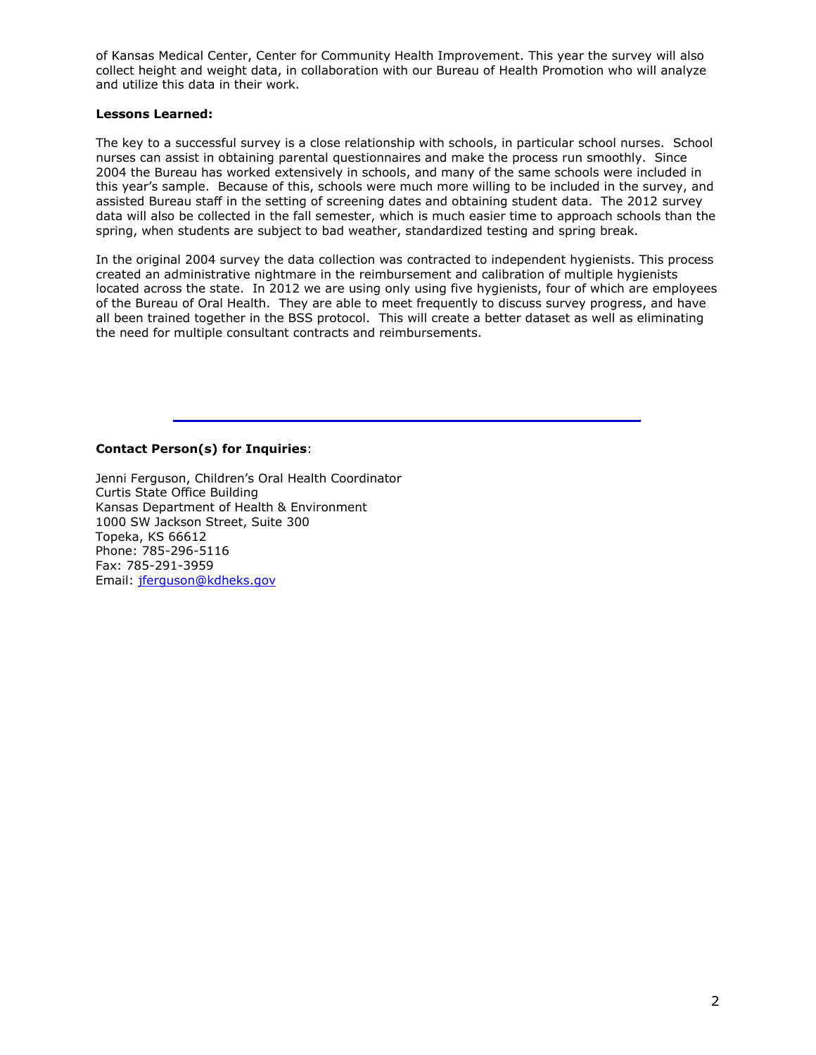of Kansas Medical Center, Center for Community Health Improvement. This year the survey will also collect height and weight data, in collaboration with our Bureau of Health Promotion who will analyze and utilize this data in their work.

**Lessons Learned:**

The key to a successful survey is a close relationship with schools, in particular school nurses. School nurses can assist in obtaining parental questionnaires and make the process run smoothly. Since 2004 the Bureau has worked extensively in schools, and many of the same schools were included in this year's sample. Because of this, schools were much more willing to be included in the survey, and assisted Bureau staff in the setting of screening dates and obtaining student data. The 2012 survey data will also be collected in the fall semester, which is much easier time to approach schools than the spring, when students are subject to bad weather, standardized testing and spring break.

In the original 2004 survey the data collection was contracted to independent hygienists. This process created an administrative nightmare in the reimbursement and calibration of multiple hygienists located across the state. In 2012 we are using only using five hygienists, four of which are employees of the Bureau of Oral Health. They are able to meet frequently to discuss survey progress, and have all been trained together in the BSS protocol. This will create a better dataset as well as eliminating the need for multiple consultant contracts and reimbursements.

---

**Contact Person(s) for Inquiries**:

Jenni Ferguson, Children's Oral Health Coordinator
Curtis State Office Building
Kansas Department of Health & Environment
1000 SW Jackson Street, Suite 300
Topeka, KS 66612
Phone: 785-296-5116
Fax: 785-291-3959
Email: jferguson@kdheks.gov